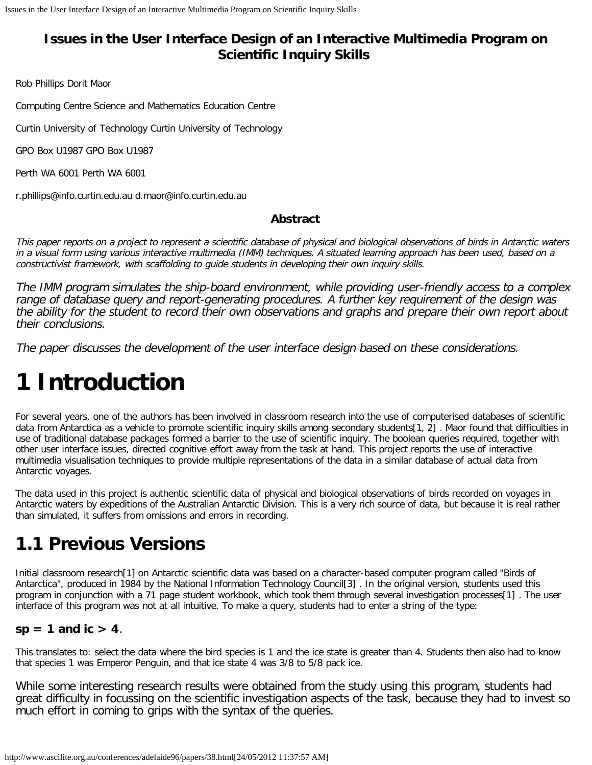# Issues in the User Interface Design of an Interactive Multimedia Program on Scientific Inquiry Skills

Rob Phillips Dorit Maor

Computing Centre Science and Mathematics Education Centre

Curtin University of Technology Curtin University of Technology

GPO Box U1987 GPO Box U1987

Perth WA 6001 Perth WA 6001

r.phillips@info.curtin.edu.au d.maor@info.curtin.edu.au

### Abstract

*This paper reports on a project to represent a scientific database of physical and biological observations of birds in Antarctic waters in a visual form using various interactive multimedia (IMM) techniques. A situated learning approach has been used, based on a constructivist framework, with scaffolding to guide students in developing their own inquiry skills.*

*The IMM program simulates the ship-board environment, while providing user-friendly access to a complex range of database query and report-generating procedures. A further key requirement of the design was the ability for the student to record their own observations and graphs and prepare their own report about their conclusions.*

*The paper discusses the development of the user interface design based on these considerations.*

# 1 Introduction

For several years, one of the authors has been involved in classroom research into the use of computerised databases of scientific data from Antarctica as a vehicle to promote scientific inquiry skills among secondary students[1, 2] . Maor found that difficulties in use of traditional database packages formed a barrier to the use of scientific inquiry. The boolean queries required, together with other user interface issues, directed cognitive effort away from the task at hand. This project reports the use of interactive multimedia visualisation techniques to provide multiple representations of the data in a similar database of actual data from Antarctic voyages.

The data used in this project is authentic scientific data of physical and biological observations of birds recorded on voyages in Antarctic waters by expeditions of the Australian Antarctic Division. This is a very rich source of data, but because it is real rather than simulated, it suffers from omissions and errors in recording.

## 1.1 Previous Versions

Initial classroom research[1] on Antarctic scientific data was based on a character-based computer program called "Birds of Antarctica", produced in 1984 by the National Information Technology Council[3] . In the original version, students used this program in conjunction with a 71 page student workbook, which took them through several investigation processes[1] . The user interface of this program was not at all intuitive. To make a query, students had to enter a string of the type:

**sp = 1 and ic > 4**.

This translates to: select the data where the bird species is 1 and the ice state is greater than 4. Students then also had to know that species 1 was Emperor Penguin, and that ice state 4 was 3/8 to 5/8 pack ice.

While some interesting research results were obtained from the study using this program, students had great difficulty in focussing on the scientific investigation aspects of the task, because they had to invest so much effort in coming to grips with the syntax of the queries.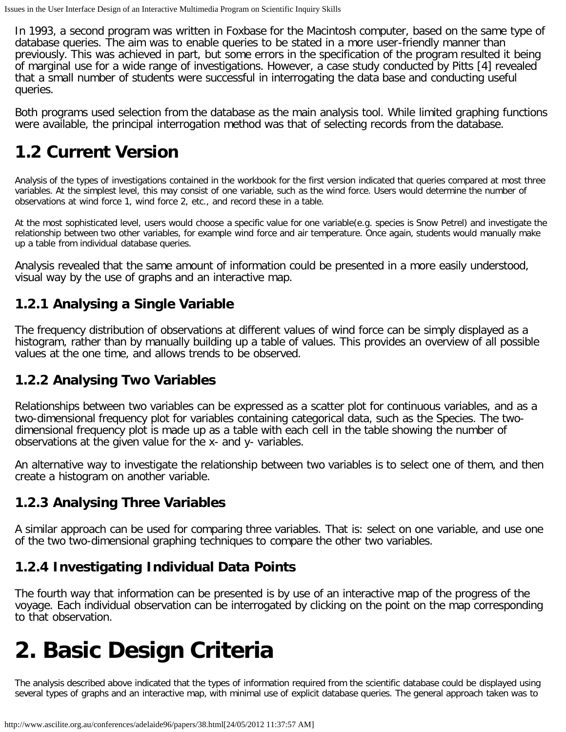In 1993, a second program was written in Foxbase for the Macintosh computer, based on the same type of database queries. The aim was to enable queries to be stated in a more user-friendly manner than previously. This was achieved in part, but some errors in the specification of the program resulted it being of marginal use for a wide range of investigations. However, a case study conducted by Pitts [4] revealed that a small number of students were successful in interrogating the data base and conducting useful queries.

Both programs used selection from the database as the main analysis tool. While limited graphing functions were available, the principal interrogation method was that of selecting records from the database.

## 1.2 Current Version

Analysis of the types of investigations contained in the workbook for the first version indicated that queries compared at most three variables. At the simplest level, this may consist of one variable, such as the wind force. Users would determine the number of observations at wind force 1, wind force 2, etc., and record these in a table.

At the most sophisticated level, users would choose a specific value for one variable(e.g. species is Snow Petrel) and investigate the relationship between two other variables, for example wind force and air temperature. Once again, students would manually make up a table from individual database queries.

Analysis revealed that the same amount of information could be presented in a more easily understood, visual way by the use of graphs and an interactive map.

### 1.2.1 Analysing a Single Variable

The frequency distribution of observations at different values of wind force can be simply displayed as a histogram, rather than by manually building up a table of values. This provides an overview of all possible values at the one time, and allows trends to be observed.

### 1.2.2 Analysing Two Variables

Relationships between two variables can be expressed as a scatter plot for continuous variables, and as a two-dimensional frequency plot for variables containing categorical data, such as the Species. The two-dimensional frequency plot is made up as a table with each cell in the table showing the number of observations at the given value for the x- and y- variables.

An alternative way to investigate the relationship between two variables is to select one of them, and then create a histogram on another variable.

### 1.2.3 Analysing Three Variables

A similar approach can be used for comparing three variables. That is: select on one variable, and use one of the two two-dimensional graphing techniques to compare the other two variables.

### 1.2.4 Investigating Individual Data Points

The fourth way that information can be presented is by use of an interactive map of the progress of the voyage. Each individual observation can be interrogated by clicking on the point on the map corresponding to that observation.

# 2. Basic Design Criteria

The analysis described above indicated that the types of information required from the scientific database could be displayed using several types of graphs and an interactive map, with minimal use of explicit database queries. The general approach taken was to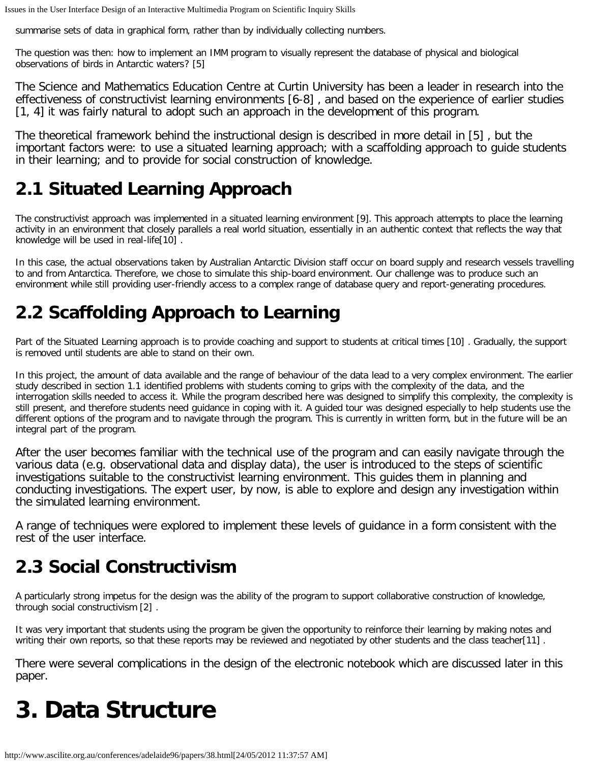summarise sets of data in graphical form, rather than by individually collecting numbers.

The question was then: how to implement an IMM program to visually represent the database of physical and biological observations of birds in Antarctic waters? [5]

The Science and Mathematics Education Centre at Curtin University has been a leader in research into the effectiveness of constructivist learning environments [6-8] , and based on the experience of earlier studies [1, 4] it was fairly natural to adopt such an approach in the development of this program.

The theoretical framework behind the instructional design is described in more detail in [5] , but the important factors were: to use a situated learning approach; with a scaffolding approach to guide students in their learning; and to provide for social construction of knowledge.

## 2.1 Situated Learning Approach

The constructivist approach was implemented in a situated learning environment [9]. This approach attempts to place the learning activity in an environment that closely parallels a real world situation, essentially in an authentic context that reflects the way that knowledge will be used in real-life[10] .

In this case, the actual observations taken by Australian Antarctic Division staff occur on board supply and research vessels travelling to and from Antarctica. Therefore, we chose to simulate this ship-board environment. Our challenge was to produce such an environment while still providing user-friendly access to a complex range of database query and report-generating procedures.

## 2.2 Scaffolding Approach to Learning

Part of the Situated Learning approach is to provide coaching and support to students at critical times [10] . Gradually, the support is removed until students are able to stand on their own.

In this project, the amount of data available and the range of behaviour of the data lead to a very complex environment. The earlier study described in section 1.1 identified problems with students coming to grips with the complexity of the data, and the interrogation skills needed to access it. While the program described here was designed to simplify this complexity, the complexity is still present, and therefore students need guidance in coping with it. A guided tour was designed especially to help students use the different options of the program and to navigate through the program. This is currently in written form, but in the future will be an integral part of the program.

After the user becomes familiar with the technical use of the program and can easily navigate through the various data (e.g. observational data and display data), the user is introduced to the steps of scientific investigations suitable to the constructivist learning environment. This guides them in planning and conducting investigations. The expert user, by now, is able to explore and design any investigation within the simulated learning environment.

A range of techniques were explored to implement these levels of guidance in a form consistent with the rest of the user interface.

## 2.3 Social Constructivism

A particularly strong impetus for the design was the ability of the program to support collaborative construction of knowledge, through social constructivism [2] .

It was very important that students using the program be given the opportunity to reinforce their learning by making notes and writing their own reports, so that these reports may be reviewed and negotiated by other students and the class teacher[11] .

There were several complications in the design of the electronic notebook which are discussed later in this paper.

# 3. Data Structure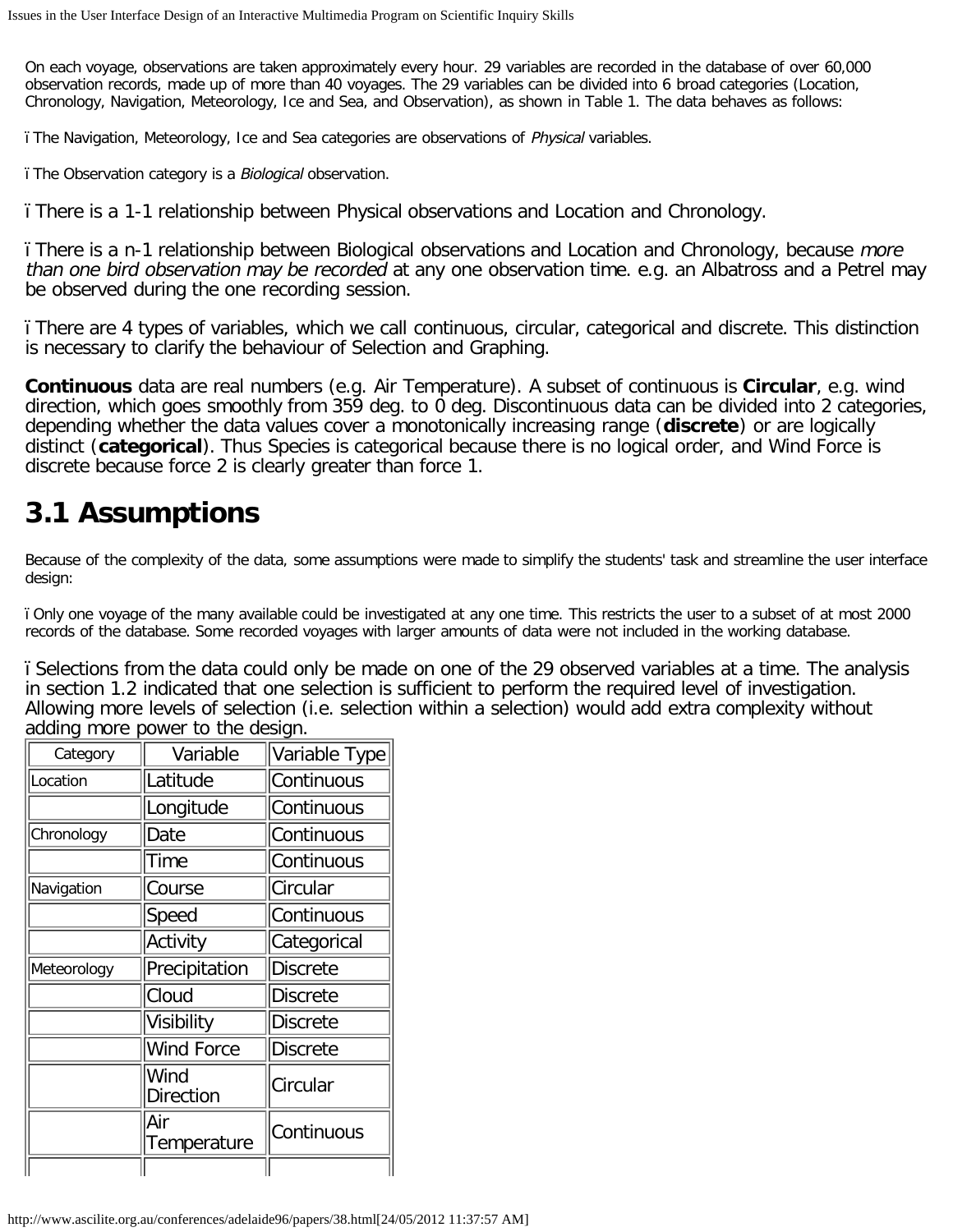On each voyage, observations are taken approximately every hour. 29 variables are recorded in the database of over 60,000 observation records, made up of more than 40 voyages. The 29 variables can be divided into 6 broad categories (Location, Chronology, Navigation, Meteorology, Ice and Sea, and Observation), as shown in Table 1. The data behaves as follows:

ï The Navigation, Meteorology, Ice and Sea categories are observations of *Physical* variables.

ï The Observation category is a *Biological* observation.

ï There is a 1-1 relationship between Physical observations and Location and Chronology.

ï There is a n-1 relationship between Biological observations and Location and Chronology, because *more than one bird observation may be recorded* at any one observation time. e.g. an Albatross and a Petrel may be observed during the one recording session.

ï There are 4 types of variables, which we call continuous, circular, categorical and discrete. This distinction is necessary to clarify the behaviour of Selection and Graphing.

**Continuous** data are real numbers (e.g. Air Temperature). A subset of continuous is **Circular**, e.g. wind direction, which goes smoothly from 359 deg. to 0 deg. Discontinuous data can be divided into 2 categories, depending whether the data values cover a monotonically increasing range (**discrete**) or are logically distinct (**categorical**). Thus Species is categorical because there is no logical order, and Wind Force is discrete because force 2 is clearly greater than force 1.

## 3.1 Assumptions

Because of the complexity of the data, some assumptions were made to simplify the students' task and streamline the user interface design:

ï Only one voyage of the many available could be investigated at any one time. This restricts the user to a subset of at most 2000 records of the database. Some recorded voyages with larger amounts of data were not included in the working database.

ï Selections from the data could only be made on one of the 29 observed variables at a time. The analysis in section 1.2 indicated that one selection is sufficient to perform the required level of investigation. Allowing more levels of selection (i.e. selection within a selection) would add extra complexity without adding more power to the design.

| Category | Variable | Variable Type |
|---|---|---|
| Location | Latitude | Continuous |
| | Longitude | Continuous |
| Chronology | Date | Continuous |
| | Time | Continuous |
| Navigation | Course | Circular |
| | Speed | Continuous |
| | Activity | Categorical |
| Meteorology | Precipitation | Discrete |
| | Cloud | Discrete |
| | Visibility | Discrete |
| | Wind Force | Discrete |
| | Wind Direction | Circular |
| | Air Temperature | Continuous |
| | | |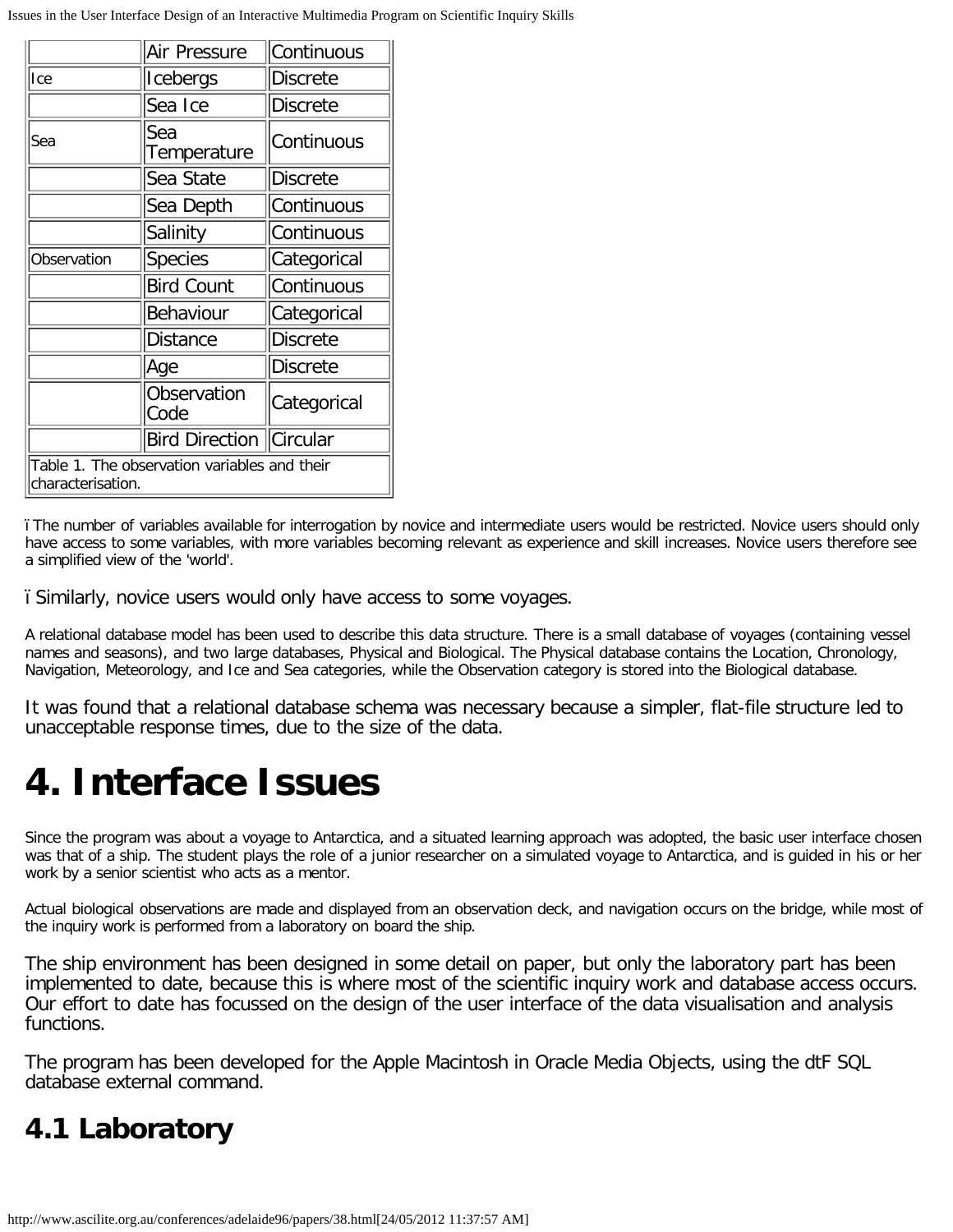| | | |
|---|---|---|
| | Air Pressure | Continuous |
| Ice | Icebergs | Discrete |
| | Sea Ice | Discrete |
| Sea | Sea Temperature | Continuous |
| | Sea State | Discrete |
| | Sea Depth | Continuous |
| | Salinity | Continuous |
| Observation | Species | Categorical |
| | Bird Count | Continuous |
| | Behaviour | Categorical |
| | Distance | Discrete |
| | Age | Discrete |
| | Observation Code | Categorical |
| | Bird Direction | Circular |

Table 1. The observation variables and their characterisation.

ï The number of variables available for interrogation by novice and intermediate users would be restricted. Novice users should only have access to some variables, with more variables becoming relevant as experience and skill increases. Novice users therefore see a simplified view of the 'world'.

ï Similarly, novice users would only have access to some voyages.

A relational database model has been used to describe this data structure. There is a small database of voyages (containing vessel names and seasons), and two large databases, Physical and Biological. The Physical database contains the Location, Chronology, Navigation, Meteorology, and Ice and Sea categories, while the Observation category is stored into the Biological database.

It was found that a relational database schema was necessary because a simpler, flat-file structure led to unacceptable response times, due to the size of the data.

# 4. Interface Issues

Since the program was about a voyage to Antarctica, and a situated learning approach was adopted, the basic user interface chosen was that of a ship. The student plays the role of a junior researcher on a simulated voyage to Antarctica, and is guided in his or her work by a senior scientist who acts as a mentor.

Actual biological observations are made and displayed from an observation deck, and navigation occurs on the bridge, while most of the inquiry work is performed from a laboratory on board the ship.

The ship environment has been designed in some detail on paper, but only the laboratory part has been implemented to date, because this is where most of the scientific inquiry work and database access occurs. Our effort to date has focussed on the design of the user interface of the data visualisation and analysis functions.

The program has been developed for the Apple Macintosh in Oracle Media Objects, using the dtF SQL database external command.

## 4.1 Laboratory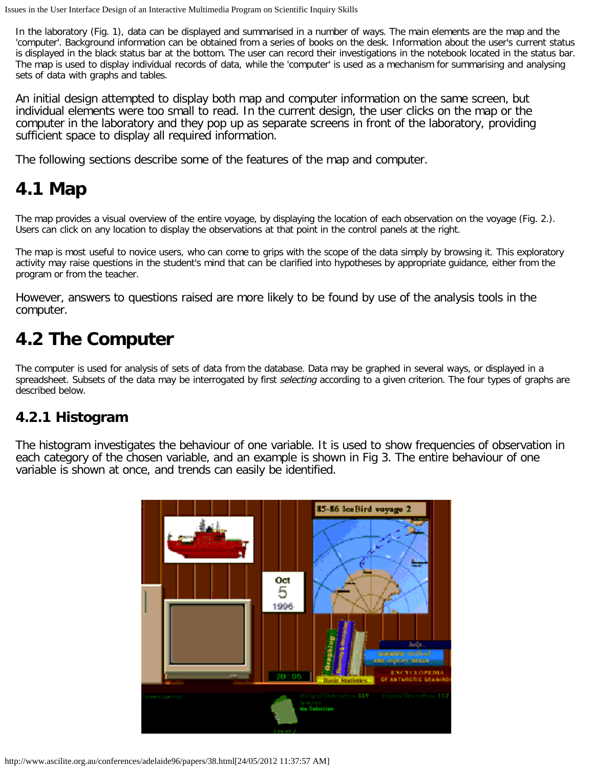In the laboratory (Fig. 1), data can be displayed and summarised in a number of ways. The main elements are the map and the 'computer'. Background information can be obtained from a series of books on the desk. Information about the user's current status is displayed in the black status bar at the bottom. The user can record their investigations in the notebook located in the status bar. The map is used to display individual records of data, while the 'computer' is used as a mechanism for summarising and analysing sets of data with graphs and tables.

An initial design attempted to display both map and computer information on the same screen, but individual elements were too small to read. In the current design, the user clicks on the map or the computer in the laboratory and they pop up as separate screens in front of the laboratory, providing sufficient space to display all required information.

The following sections describe some of the features of the map and computer.

## 4.1 Map

The map provides a visual overview of the entire voyage, by displaying the location of each observation on the voyage (Fig. 2.). Users can click on any location to display the observations at that point in the control panels at the right.

The map is most useful to novice users, who can come to grips with the scope of the data simply by browsing it. This exploratory activity may raise questions in the student's mind that can be clarified into hypotheses by appropriate guidance, either from the program or from the teacher.

However, answers to questions raised are more likely to be found by use of the analysis tools in the computer.

## 4.2 The Computer

The computer is used for analysis of sets of data from the database. Data may be graphed in several ways, or displayed in a spreadsheet. Subsets of the data may be interrogated by first *selecting* according to a given criterion. The four types of graphs are described below.

### 4.2.1 Histogram

The histogram investigates the behaviour of one variable. It is used to show frequencies of observation in each category of the chosen variable, and an example is shown in Fig 3. The entire behaviour of one variable is shown at once, and trends can easily be identified.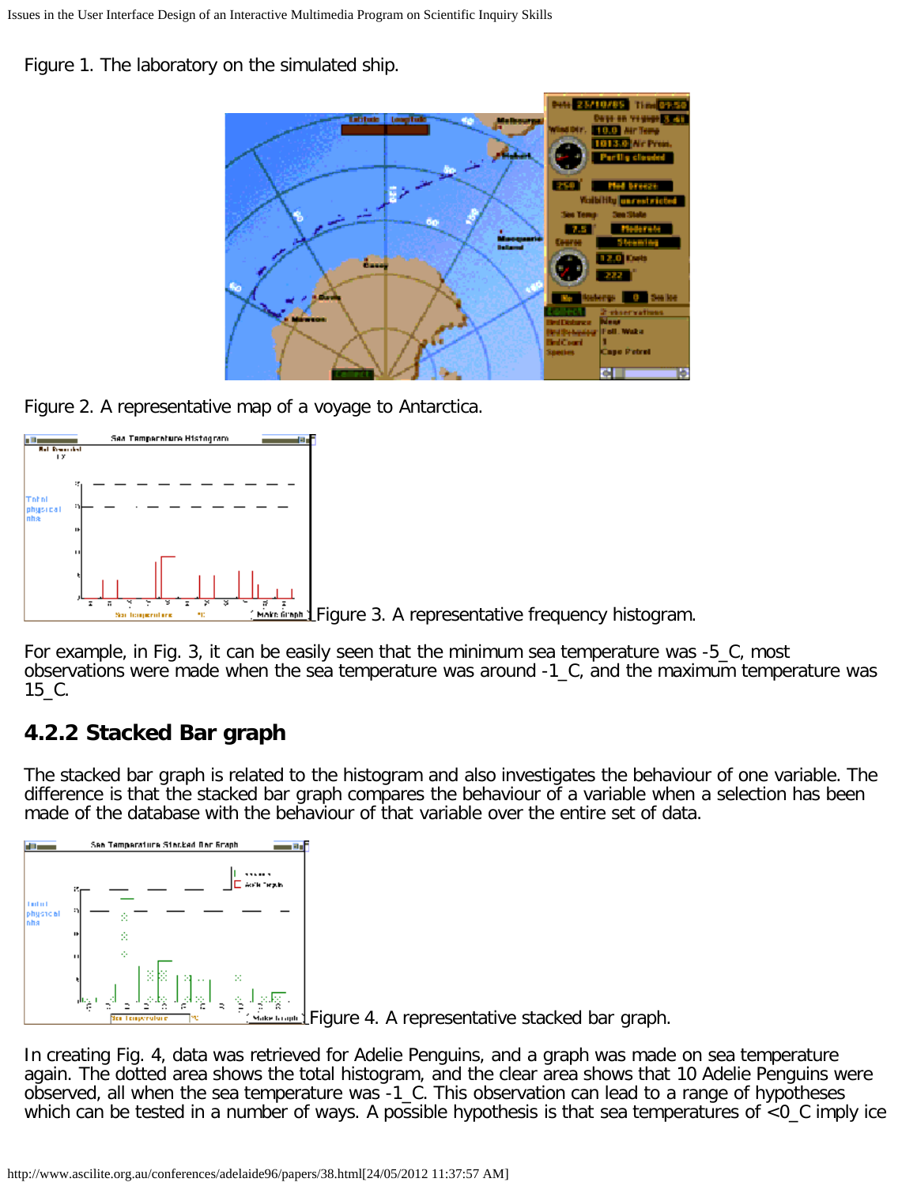Figure 1. The laboratory on the simulated ship.

Figure 2. A representative map of a voyage to Antarctica.

Figure 3. A representative frequency histogram.

For example, in Fig. 3, it can be easily seen that the minimum sea temperature was -5_C, most observations were made when the sea temperature was around -1_C, and the maximum temperature was 15_C.

### 4.2.2 Stacked Bar graph

The stacked bar graph is related to the histogram and also investigates the behaviour of one variable. The difference is that the stacked bar graph compares the behaviour of a variable when a selection has been made of the database with the behaviour of that variable over the entire set of data.

Figure 4. A representative stacked bar graph.

In creating Fig. 4, data was retrieved for Adelie Penguins, and a graph was made on sea temperature again. The dotted area shows the total histogram, and the clear area shows that 10 Adelie Penguins were observed, all when the sea temperature was -1_C. This observation can lead to a range of hypotheses which can be tested in a number of ways. A possible hypothesis is that sea temperatures of <0_C imply ice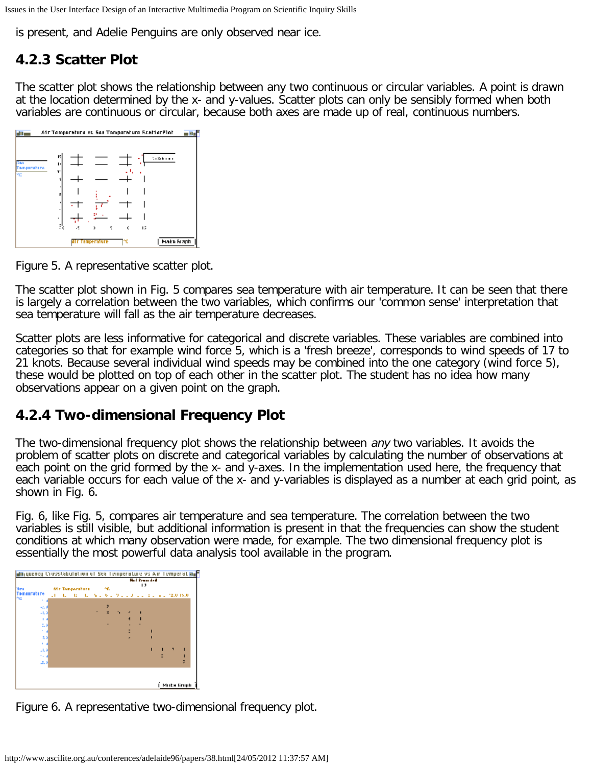is present, and Adelie Penguins are only observed near ice.

### 4.2.3 Scatter Plot

The scatter plot shows the relationship between any two continuous or circular variables. A point is drawn at the location determined by the x- and y-values. Scatter plots can only be sensibly formed when both variables are continuous or circular, because both axes are made up of real, continuous numbers.

Figure 5. A representative scatter plot.

The scatter plot shown in Fig. 5 compares sea temperature with air temperature. It can be seen that there is largely a correlation between the two variables, which confirms our 'common sense' interpretation that sea temperature will fall as the air temperature decreases.

Scatter plots are less informative for categorical and discrete variables. These variables are combined into categories so that for example wind force 5, which is a 'fresh breeze', corresponds to wind speeds of 17 to 21 knots. Because several individual wind speeds may be combined into the one category (wind force 5), these would be plotted on top of each other in the scatter plot. The student has no idea how many observations appear on a given point on the graph.

### 4.2.4 Two-dimensional Frequency Plot

The two-dimensional frequency plot shows the relationship between *any* two variables. It avoids the problem of scatter plots on discrete and categorical variables by calculating the number of observations at each point on the grid formed by the x- and y-axes. In the implementation used here, the frequency that each variable occurs for each value of the x- and y-variables is displayed as a number at each grid point, as shown in Fig. 6.

Fig. 6, like Fig. 5, compares air temperature and sea temperature. The correlation between the two variables is still visible, but additional information is present in that the frequencies can show the student conditions at which many observation were made, for example. The two dimensional frequency plot is essentially the most powerful data analysis tool available in the program.

Figure 6. A representative two-dimensional frequency plot.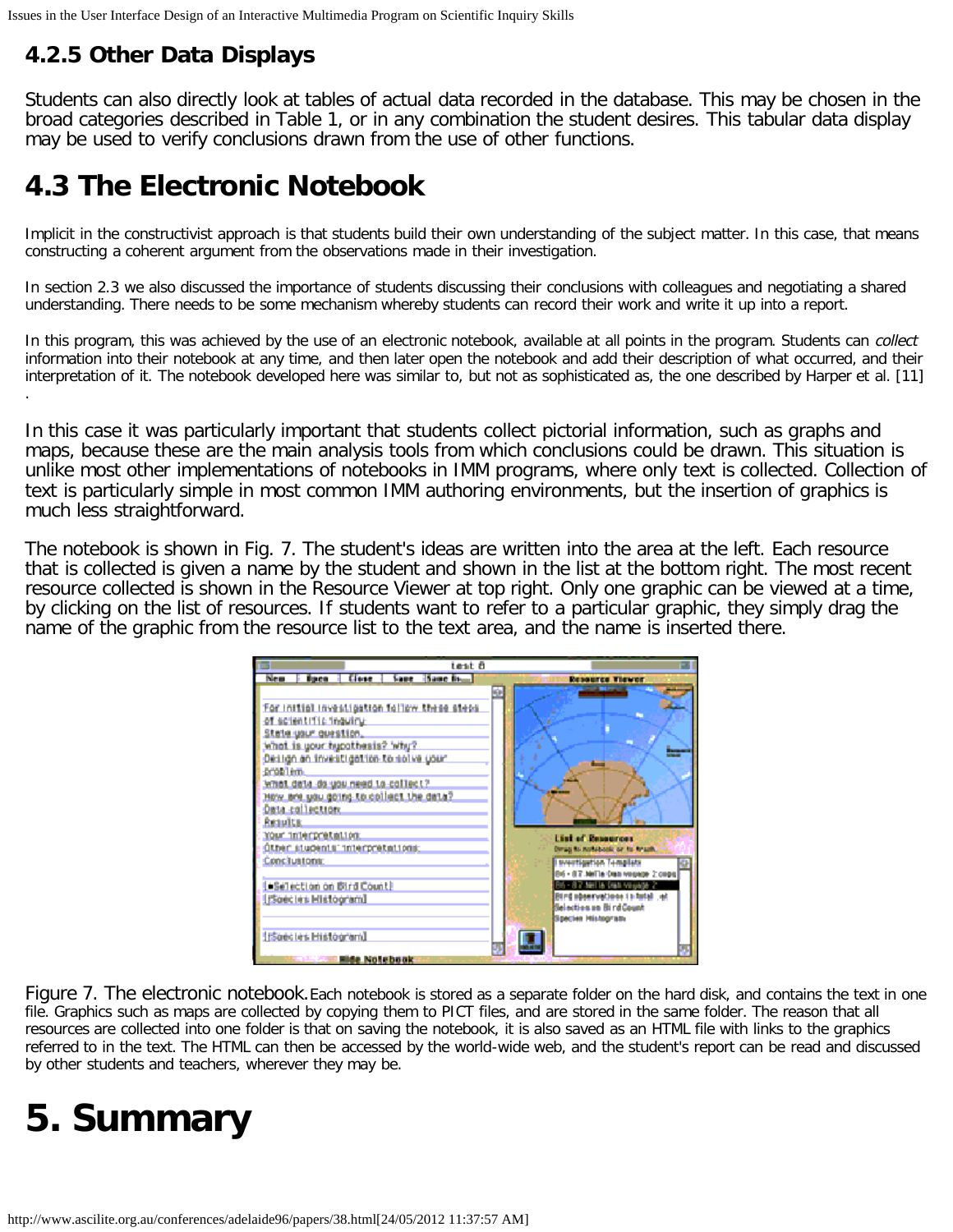### 4.2.5 Other Data Displays

Students can also directly look at tables of actual data recorded in the database. This may be chosen in the broad categories described in Table 1, or in any combination the student desires. This tabular data display may be used to verify conclusions drawn from the use of other functions.

## 4.3 The Electronic Notebook

Implicit in the constructivist approach is that students build their own understanding of the subject matter. In this case, that means constructing a coherent argument from the observations made in their investigation.

In section 2.3 we also discussed the importance of students discussing their conclusions with colleagues and negotiating a shared understanding. There needs to be some mechanism whereby students can record their work and write it up into a report.

In this program, this was achieved by the use of an electronic notebook, available at all points in the program. Students can *collect* information into their notebook at any time, and then later open the notebook and add their description of what occurred, and their interpretation of it. The notebook developed here was similar to, but not as sophisticated as, the one described by Harper et al. [11] .

In this case it was particularly important that students collect pictorial information, such as graphs and maps, because these are the main analysis tools from which conclusions could be drawn. This situation is unlike most other implementations of notebooks in IMM programs, where only text is collected. Collection of text is particularly simple in most common IMM authoring environments, but the insertion of graphics is much less straightforward.

The notebook is shown in Fig. 7. The student's ideas are written into the area at the left. Each resource that is collected is given a name by the student and shown in the list at the bottom right. The most recent resource collected is shown in the Resource Viewer at top right. Only one graphic can be viewed at a time, by clicking on the list of resources. If students want to refer to a particular graphic, they simply drag the name of the graphic from the resource list to the text area, and the name is inserted there.

Figure 7. The electronic notebook. Each notebook is stored as a separate folder on the hard disk, and contains the text in one file. Graphics such as maps are collected by copying them to PICT files, and are stored in the same folder. The reason that all resources are collected into one folder is that on saving the notebook, it is also saved as an HTML file with links to the graphics referred to in the text. The HTML can then be accessed by the world-wide web, and the student's report can be read and discussed by other students and teachers, wherever they may be.

# 5. Summary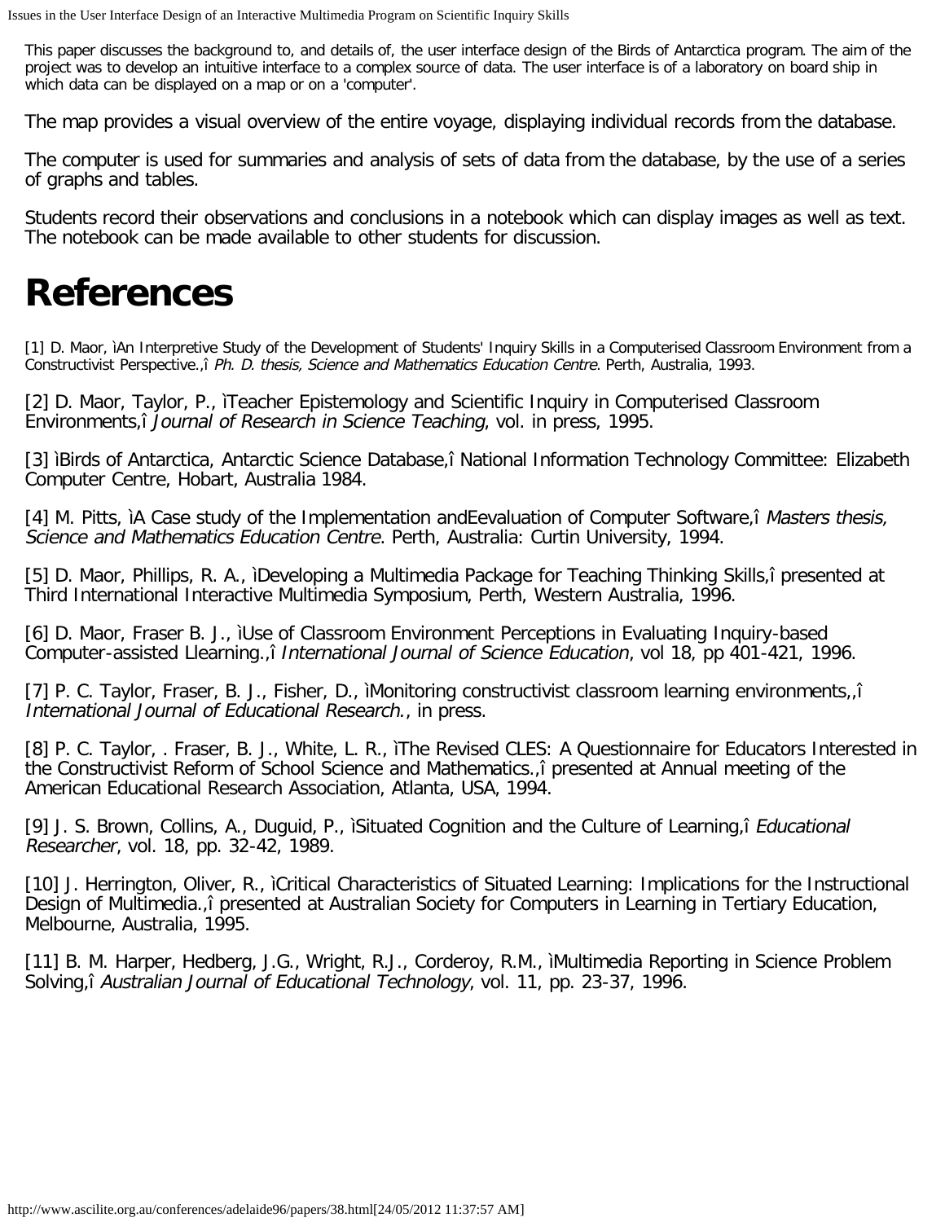This paper discusses the background to, and details of, the user interface design of the Birds of Antarctica program. The aim of the project was to develop an intuitive interface to a complex source of data. The user interface is of a laboratory on board ship in which data can be displayed on a map or on a 'computer'.

The map provides a visual overview of the entire voyage, displaying individual records from the database.

The computer is used for summaries and analysis of sets of data from the database, by the use of a series of graphs and tables.

Students record their observations and conclusions in a notebook which can display images as well as text. The notebook can be made available to other students for discussion.

# References

[1] D. Maor, ìAn Interpretive Study of the Development of Students' Inquiry Skills in a Computerised Classroom Environment from a Constructivist Perspective.,î *Ph. D. thesis, Science and Mathematics Education Centre*. Perth, Australia, 1993.

[2] D. Maor, Taylor, P., ìTeacher Epistemology and Scientific Inquiry in Computerised Classroom Environments,î *Journal of Research in Science Teaching*, vol. in press, 1995.

[3] ìBirds of Antarctica, Antarctic Science Database,î National Information Technology Committee: Elizabeth Computer Centre, Hobart, Australia 1984.

[4] M. Pitts, ìA Case study of the Implementation andEevaluation of Computer Software,î *Masters thesis, Science and Mathematics Education Centre*. Perth, Australia: Curtin University, 1994.

[5] D. Maor, Phillips, R. A., ìDeveloping a Multimedia Package for Teaching Thinking Skills,î presented at Third International Interactive Multimedia Symposium, Perth, Western Australia, 1996.

[6] D. Maor, Fraser B. J., ìUse of Classroom Environment Perceptions in Evaluating Inquiry-based Computer-assisted Llearning.,î *International Journal of Science Education*, vol 18, pp 401-421, 1996.

[7] P. C. Taylor, Fraser, B. J., Fisher, D., ìMonitoring constructivist classroom learning environments,,î *International Journal of Educational Research.*, in press.

[8] P. C. Taylor, . Fraser, B. J., White, L. R., ìThe Revised CLES: A Questionnaire for Educators Interested in the Constructivist Reform of School Science and Mathematics.,î presented at Annual meeting of the American Educational Research Association, Atlanta, USA, 1994.

[9] J. S. Brown, Collins, A., Duguid, P., ìSituated Cognition and the Culture of Learning,î *Educational Researcher*, vol. 18, pp. 32-42, 1989.

[10] J. Herrington, Oliver, R., ìCritical Characteristics of Situated Learning: Implications for the Instructional Design of Multimedia.,î presented at Australian Society for Computers in Learning in Tertiary Education, Melbourne, Australia, 1995.

[11] B. M. Harper, Hedberg, J.G., Wright, R.J., Corderoy, R.M., ìMultimedia Reporting in Science Problem Solving,î *Australian Journal of Educational Technology*, vol. 11, pp. 23-37, 1996.